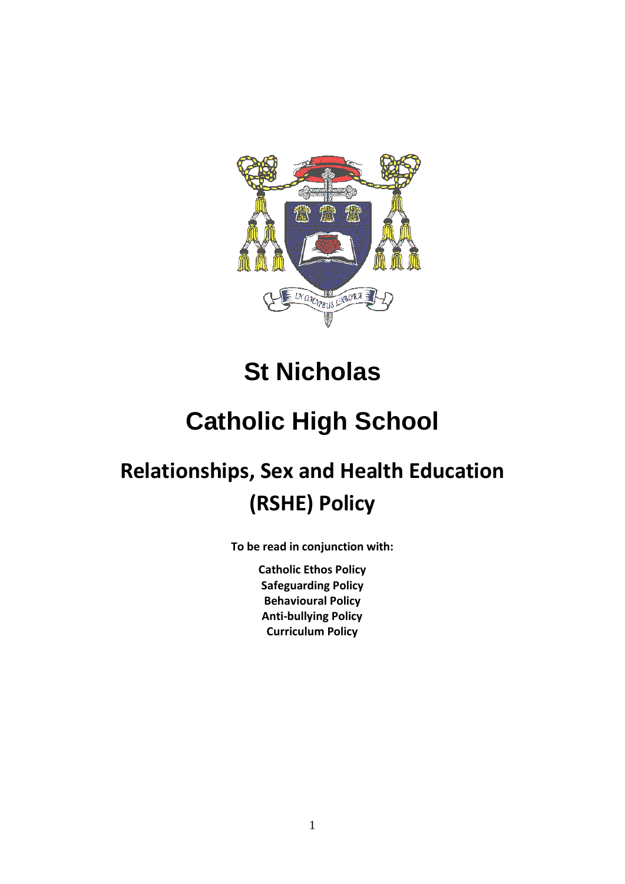# St Nicholas

# Catholic High School

## Relationships, Sex and Health Education (RSHE) Policy

**To be read in conjunction with:**

**Catholic Ethos Policy**
**Safeguarding Policy**
**Behavioural Policy**
**Anti-bullying Policy**
**Curriculum Policy**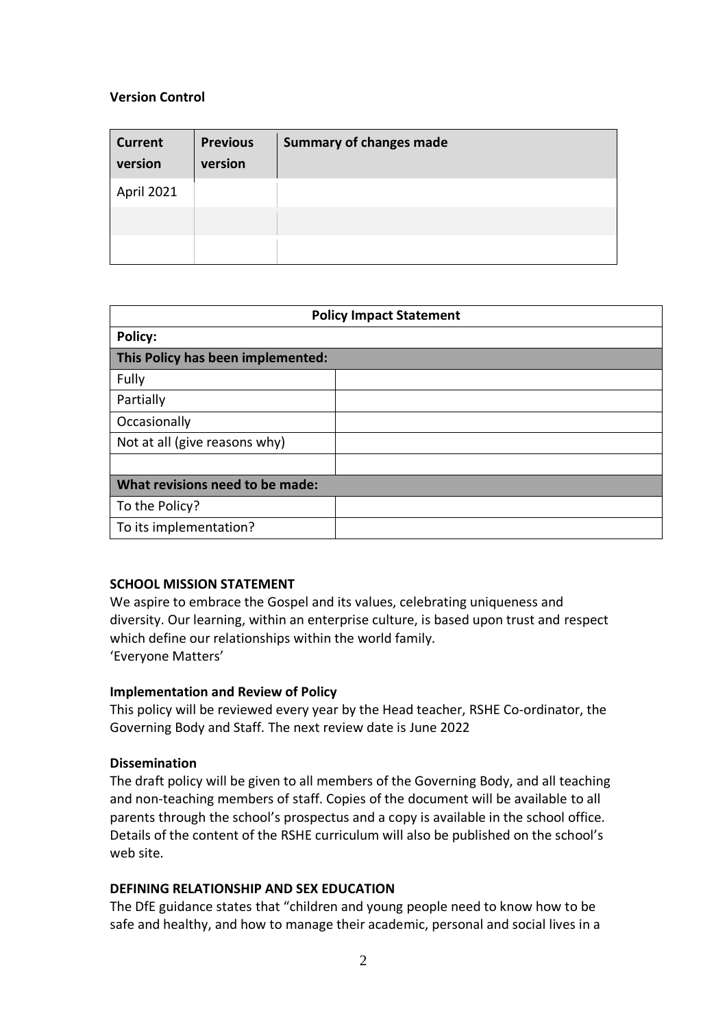**Version Control**

| Current version | Previous version | Summary of changes made |
| --- | --- | --- |
| April 2021 | | |
| | | |
| | | |

| Policy Impact Statement | |
| --- | --- |
| **Policy:** | |
| **This Policy has been implemented:** | |
| Fully | |
| Partially | |
| Occasionally | |
| Not at all (give reasons why) | |
| | |
| **What revisions need to be made:** | |
| To the Policy? | |
| To its implementation? | |

**SCHOOL MISSION STATEMENT**

We aspire to embrace the Gospel and its values, celebrating uniqueness and diversity. Our learning, within an enterprise culture, is based upon trust and respect which define our relationships within the world family.
'Everyone Matters'

**Implementation and Review of Policy**

This policy will be reviewed every year by the Head teacher, RSHE Co-ordinator, the Governing Body and Staff. The next review date is June 2022

**Dissemination**

The draft policy will be given to all members of the Governing Body, and all teaching and non-teaching members of staff. Copies of the document will be available to all parents through the school's prospectus and a copy is available in the school office. Details of the content of the RSHE curriculum will also be published on the school's web site.

**DEFINING RELATIONSHIP AND SEX EDUCATION**

The DfE guidance states that "children and young people need to know how to be safe and healthy, and how to manage their academic, personal and social lives in a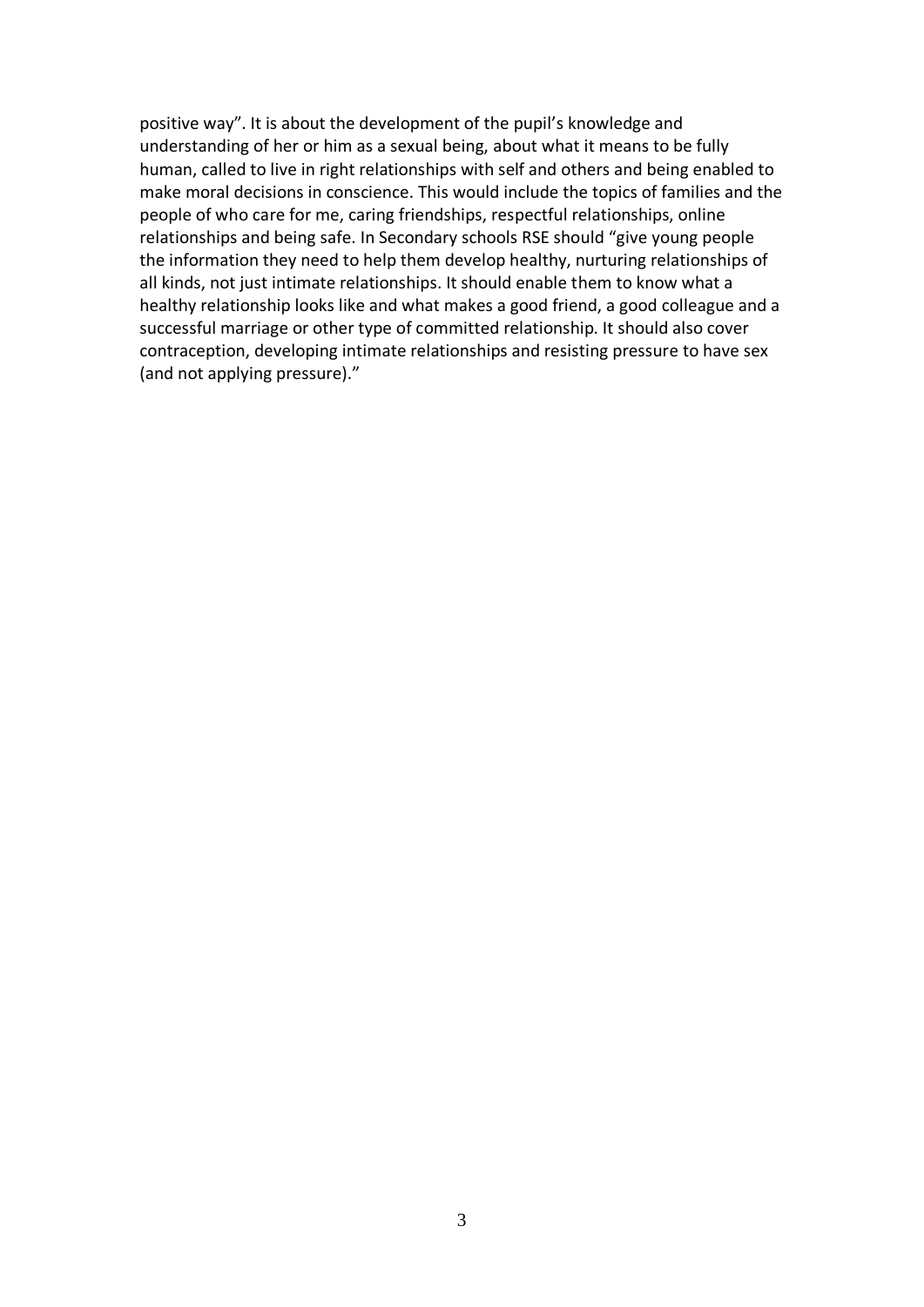positive way". It is about the development of the pupil's knowledge and understanding of her or him as a sexual being, about what it means to be fully human, called to live in right relationships with self and others and being enabled to make moral decisions in conscience. This would include the topics of families and the people of who care for me, caring friendships, respectful relationships, online relationships and being safe. In Secondary schools RSE should "give young people the information they need to help them develop healthy, nurturing relationships of all kinds, not just intimate relationships. It should enable them to know what a healthy relationship looks like and what makes a good friend, a good colleague and a successful marriage or other type of committed relationship. It should also cover contraception, developing intimate relationships and resisting pressure to have sex (and not applying pressure)."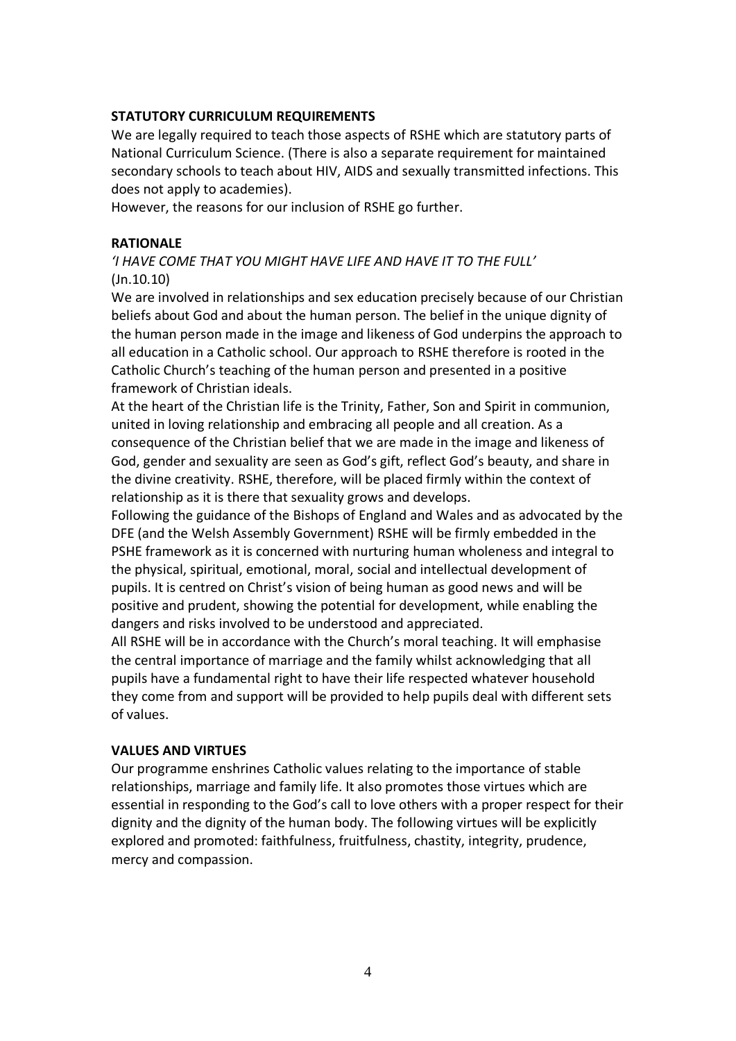## STATUTORY CURRICULUM REQUIREMENTS

We are legally required to teach those aspects of RSHE which are statutory parts of National Curriculum Science. (There is also a separate requirement for maintained secondary schools to teach about HIV, AIDS and sexually transmitted infections. This does not apply to academies).

However, the reasons for our inclusion of RSHE go further.

## RATIONALE

*'I HAVE COME THAT YOU MIGHT HAVE LIFE AND HAVE IT TO THE FULL'*
(Jn.10.10)

We are involved in relationships and sex education precisely because of our Christian beliefs about God and about the human person. The belief in the unique dignity of the human person made in the image and likeness of God underpins the approach to all education in a Catholic school. Our approach to RSHE therefore is rooted in the Catholic Church's teaching of the human person and presented in a positive framework of Christian ideals.

At the heart of the Christian life is the Trinity, Father, Son and Spirit in communion, united in loving relationship and embracing all people and all creation. As a consequence of the Christian belief that we are made in the image and likeness of God, gender and sexuality are seen as God's gift, reflect God's beauty, and share in the divine creativity. RSHE, therefore, will be placed firmly within the context of relationship as it is there that sexuality grows and develops.

Following the guidance of the Bishops of England and Wales and as advocated by the DFE (and the Welsh Assembly Government) RSHE will be firmly embedded in the PSHE framework as it is concerned with nurturing human wholeness and integral to the physical, spiritual, emotional, moral, social and intellectual development of pupils. It is centred on Christ's vision of being human as good news and will be positive and prudent, showing the potential for development, while enabling the dangers and risks involved to be understood and appreciated.

All RSHE will be in accordance with the Church's moral teaching. It will emphasise the central importance of marriage and the family whilst acknowledging that all pupils have a fundamental right to have their life respected whatever household they come from and support will be provided to help pupils deal with different sets of values.

## VALUES AND VIRTUES

Our programme enshrines Catholic values relating to the importance of stable relationships, marriage and family life. It also promotes those virtues which are essential in responding to the God's call to love others with a proper respect for their dignity and the dignity of the human body. The following virtues will be explicitly explored and promoted: faithfulness, fruitfulness, chastity, integrity, prudence, mercy and compassion.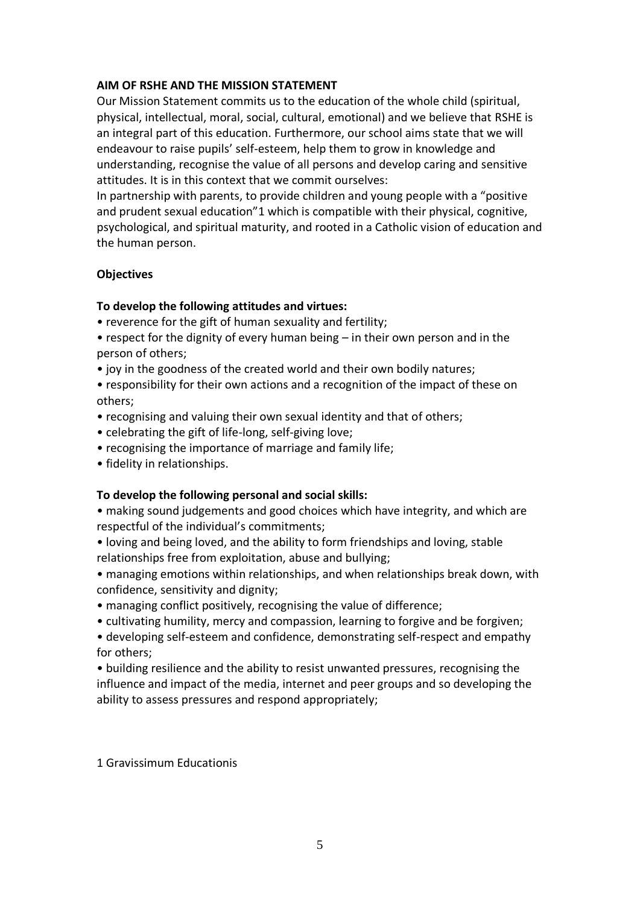**AIM OF RSHE AND THE MISSION STATEMENT**

Our Mission Statement commits us to the education of the whole child (spiritual, physical, intellectual, moral, social, cultural, emotional) and we believe that RSHE is an integral part of this education. Furthermore, our school aims state that we will endeavour to raise pupils' self-esteem, help them to grow in knowledge and understanding, recognise the value of all persons and develop caring and sensitive attitudes. It is in this context that we commit ourselves:

In partnership with parents, to provide children and young people with a "positive and prudent sexual education"[1] which is compatible with their physical, cognitive, psychological, and spiritual maturity, and rooted in a Catholic vision of education and the human person.

**Objectives**

**To develop the following attitudes and virtues:**

- reverence for the gift of human sexuality and fertility;
- respect for the dignity of every human being – in their own person and in the person of others;
- joy in the goodness of the created world and their own bodily natures;
- responsibility for their own actions and a recognition of the impact of these on others;
- recognising and valuing their own sexual identity and that of others;
- celebrating the gift of life-long, self-giving love;
- recognising the importance of marriage and family life;
- fidelity in relationships.

**To develop the following personal and social skills:**

- making sound judgements and good choices which have integrity, and which are respectful of the individual's commitments;
- loving and being loved, and the ability to form friendships and loving, stable relationships free from exploitation, abuse and bullying;
- managing emotions within relationships, and when relationships break down, with confidence, sensitivity and dignity;
- managing conflict positively, recognising the value of difference;
- cultivating humility, mercy and compassion, learning to forgive and be forgiven;
- developing self-esteem and confidence, demonstrating self-respect and empathy for others;
- building resilience and the ability to resist unwanted pressures, recognising the influence and impact of the media, internet and peer groups and so developing the ability to assess pressures and respond appropriately;

[1] Gravissimum Educationis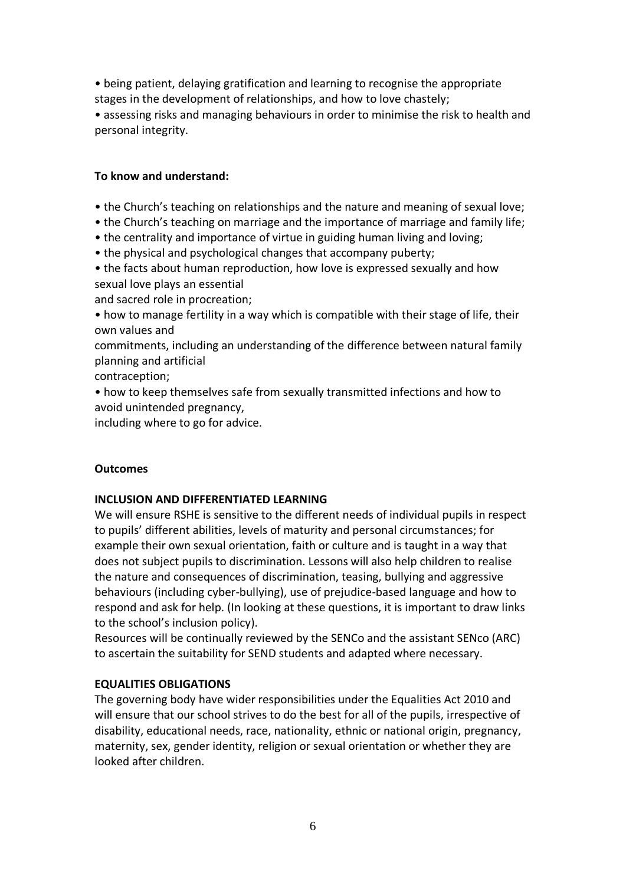• being patient, delaying gratification and learning to recognise the appropriate stages in the development of relationships, and how to love chastely;
• assessing risks and managing behaviours in order to minimise the risk to health and personal integrity.

**To know and understand:**

• the Church's teaching on relationships and the nature and meaning of sexual love;
• the Church's teaching on marriage and the importance of marriage and family life;
• the centrality and importance of virtue in guiding human living and loving;
• the physical and psychological changes that accompany puberty;
• the facts about human reproduction, how love is expressed sexually and how sexual love plays an essential and sacred role in procreation;
• how to manage fertility in a way which is compatible with their stage of life, their own values and commitments, including an understanding of the difference between natural family planning and artificial contraception;
• how to keep themselves safe from sexually transmitted infections and how to avoid unintended pregnancy, including where to go for advice.

**Outcomes**

**INCLUSION AND DIFFERENTIATED LEARNING**

We will ensure RSHE is sensitive to the different needs of individual pupils in respect to pupils' different abilities, levels of maturity and personal circumstances; for example their own sexual orientation, faith or culture and is taught in a way that does not subject pupils to discrimination. Lessons will also help children to realise the nature and consequences of discrimination, teasing, bullying and aggressive behaviours (including cyber-bullying), use of prejudice-based language and how to respond and ask for help. (In looking at these questions, it is important to draw links to the school's inclusion policy).

Resources will be continually reviewed by the SENCo and the assistant SENco (ARC) to ascertain the suitability for SEND students and adapted where necessary.

**EQUALITIES OBLIGATIONS**

The governing body have wider responsibilities under the Equalities Act 2010 and will ensure that our school strives to do the best for all of the pupils, irrespective of disability, educational needs, race, nationality, ethnic or national origin, pregnancy, maternity, sex, gender identity, religion or sexual orientation or whether they are looked after children.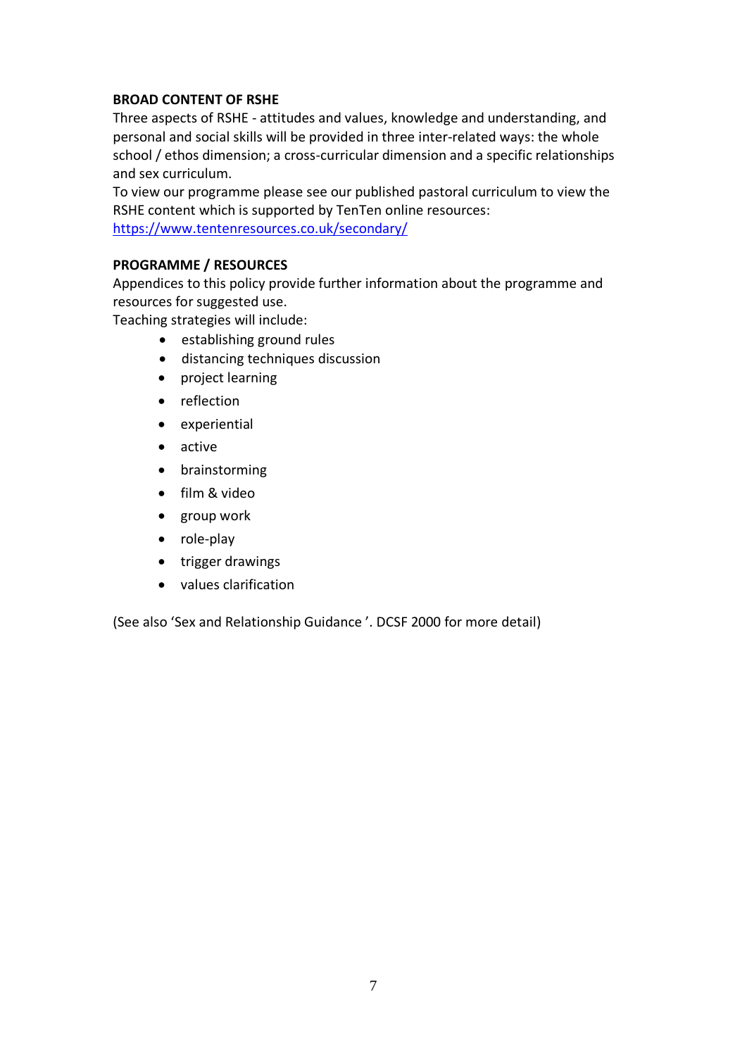**BROAD CONTENT OF RSHE**

Three aspects of RSHE - attitudes and values, knowledge and understanding, and personal and social skills will be provided in three inter-related ways: the whole school / ethos dimension; a cross-curricular dimension and a specific relationships and sex curriculum.

To view our programme please see our published pastoral curriculum to view the RSHE content which is supported by TenTen online resources: https://www.tentenresources.co.uk/secondary/

**PROGRAMME / RESOURCES**

Appendices to this policy provide further information about the programme and resources for suggested use.

Teaching strategies will include:

- establishing ground rules
- distancing techniques discussion
- project learning
- reflection
- experiential
- active
- brainstorming
- film & video
- group work
- role-play
- trigger drawings
- values clarification

(See also 'Sex and Relationship Guidance '. DCSF 2000 for more detail)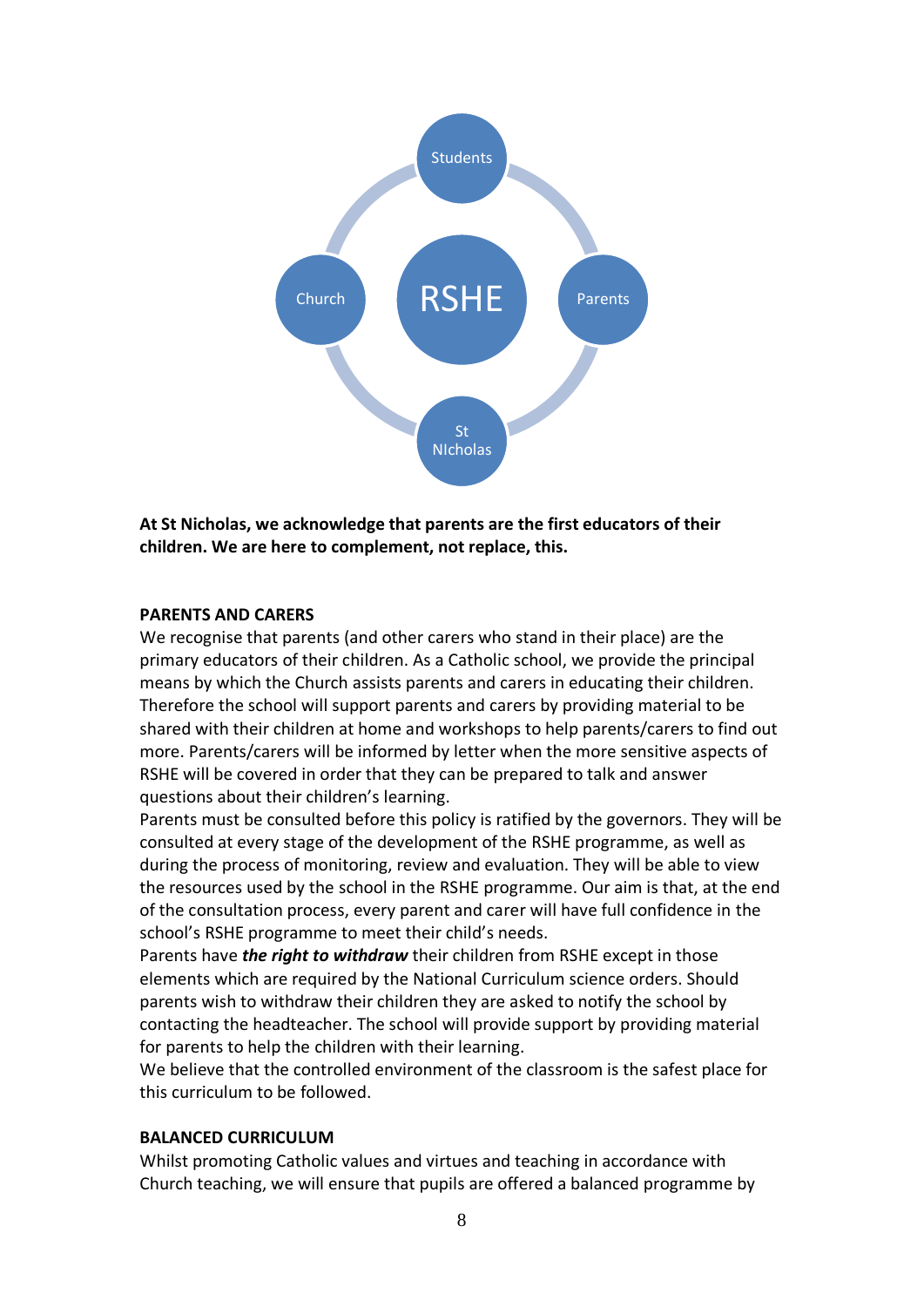Students

Church RSHE Parents

St NIcholas

**At St Nicholas, we acknowledge that parents are the first educators of their children. We are here to complement, not replace, this.**

**PARENTS AND CARERS**

We recognise that parents (and other carers who stand in their place) are the primary educators of their children. As a Catholic school, we provide the principal means by which the Church assists parents and carers in educating their children. Therefore the school will support parents and carers by providing material to be shared with their children at home and workshops to help parents/carers to find out more. Parents/carers will be informed by letter when the more sensitive aspects of RSHE will be covered in order that they can be prepared to talk and answer questions about their children's learning.

Parents must be consulted before this policy is ratified by the governors. They will be consulted at every stage of the development of the RSHE programme, as well as during the process of monitoring, review and evaluation. They will be able to view the resources used by the school in the RSHE programme. Our aim is that, at the end of the consultation process, every parent and carer will have full confidence in the school's RSHE programme to meet their child's needs.

Parents have ***the right to withdraw*** their children from RSHE except in those elements which are required by the National Curriculum science orders. Should parents wish to withdraw their children they are asked to notify the school by contacting the headteacher. The school will provide support by providing material for parents to help the children with their learning.

We believe that the controlled environment of the classroom is the safest place for this curriculum to be followed.

**BALANCED CURRICULUM**

Whilst promoting Catholic values and virtues and teaching in accordance with Church teaching, we will ensure that pupils are offered a balanced programme by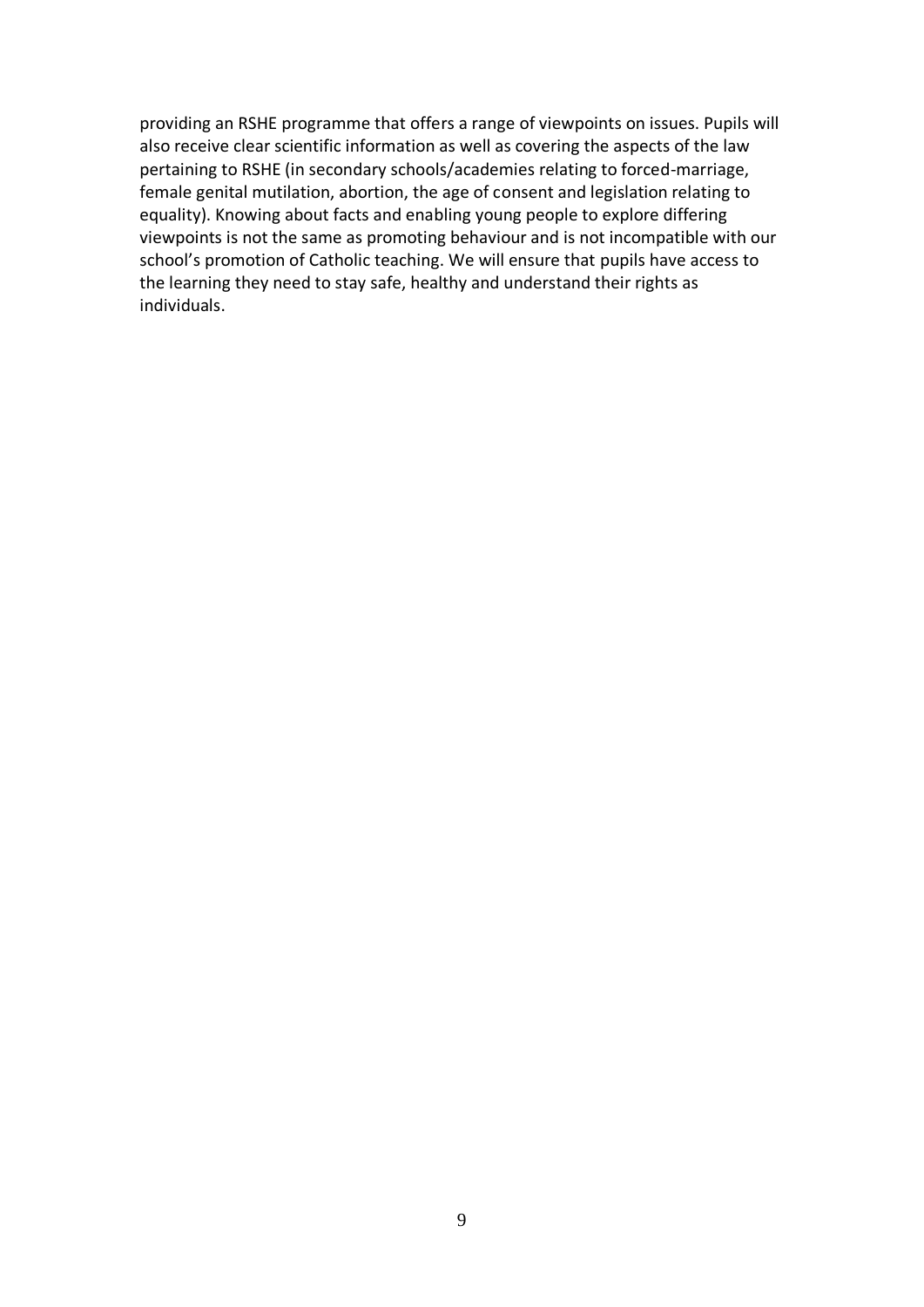providing an RSHE programme that offers a range of viewpoints on issues. Pupils will also receive clear scientific information as well as covering the aspects of the law pertaining to RSHE (in secondary schools/academies relating to forced-marriage, female genital mutilation, abortion, the age of consent and legislation relating to equality). Knowing about facts and enabling young people to explore differing viewpoints is not the same as promoting behaviour and is not incompatible with our school's promotion of Catholic teaching. We will ensure that pupils have access to the learning they need to stay safe, healthy and understand their rights as individuals.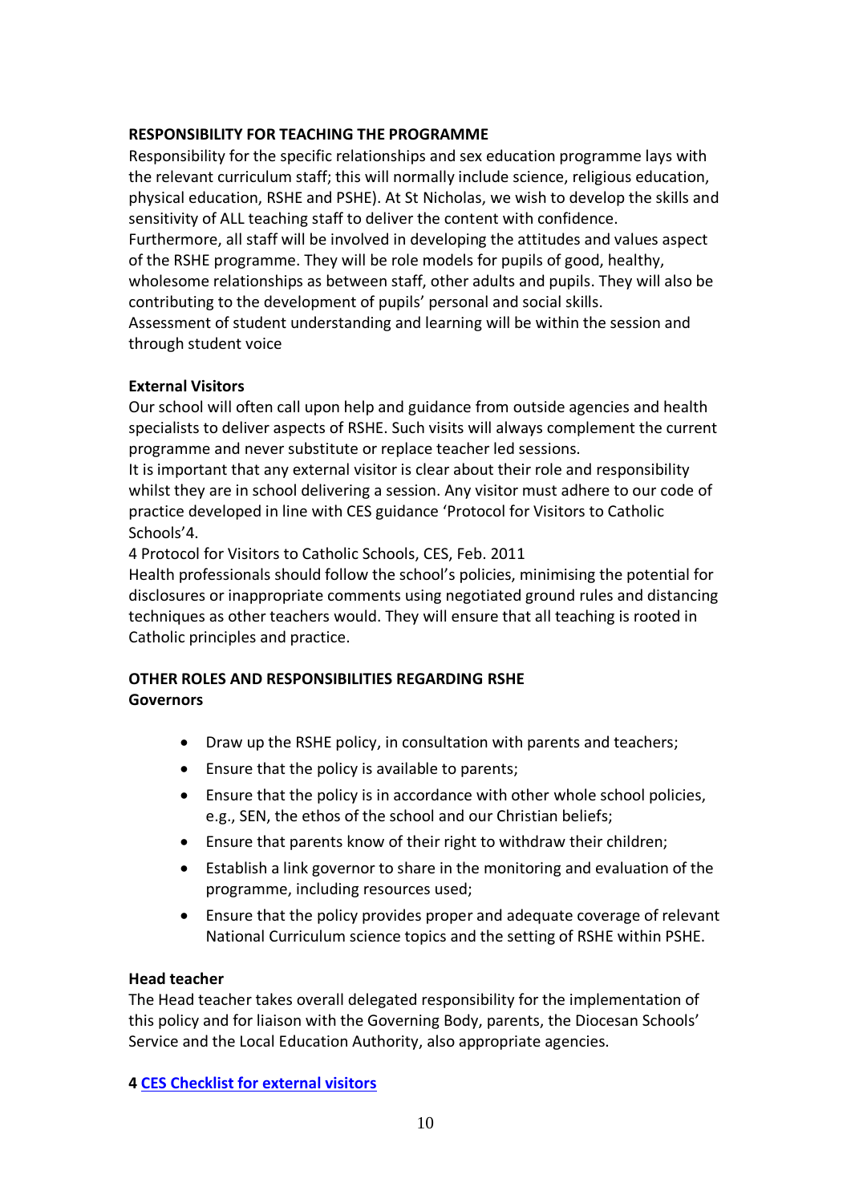**RESPONSIBILITY FOR TEACHING THE PROGRAMME**

Responsibility for the specific relationships and sex education programme lays with the relevant curriculum staff; this will normally include science, religious education, physical education, RSHE and PSHE). At St Nicholas, we wish to develop the skills and sensitivity of ALL teaching staff to deliver the content with confidence.
Furthermore, all staff will be involved in developing the attitudes and values aspect of the RSHE programme. They will be role models for pupils of good, healthy, wholesome relationships as between staff, other adults and pupils. They will also be contributing to the development of pupils' personal and social skills.
Assessment of student understanding and learning will be within the session and through student voice

**External Visitors**

Our school will often call upon help and guidance from outside agencies and health specialists to deliver aspects of RSHE. Such visits will always complement the current programme and never substitute or replace teacher led sessions.
It is important that any external visitor is clear about their role and responsibility whilst they are in school delivering a session. Any visitor must adhere to our code of practice developed in line with CES guidance 'Protocol for Visitors to Catholic Schools'4.
4 Protocol for Visitors to Catholic Schools, CES, Feb. 2011
Health professionals should follow the school's policies, minimising the potential for disclosures or inappropriate comments using negotiated ground rules and distancing techniques as other teachers would. They will ensure that all teaching is rooted in Catholic principles and practice.

**OTHER ROLES AND RESPONSIBILITIES REGARDING RSHE**

**Governors**

- Draw up the RSHE policy, in consultation with parents and teachers;
- Ensure that the policy is available to parents;
- Ensure that the policy is in accordance with other whole school policies, e.g., SEN, the ethos of the school and our Christian beliefs;
- Ensure that parents know of their right to withdraw their children;
- Establish a link governor to share in the monitoring and evaluation of the programme, including resources used;
- Ensure that the policy provides proper and adequate coverage of relevant National Curriculum science topics and the setting of RSHE within PSHE.

**Head teacher**

The Head teacher takes overall delegated responsibility for the implementation of this policy and for liaison with the Governing Body, parents, the Diocesan Schools' Service and the Local Education Authority, also appropriate agencies.

**4 CES Checklist for external visitors**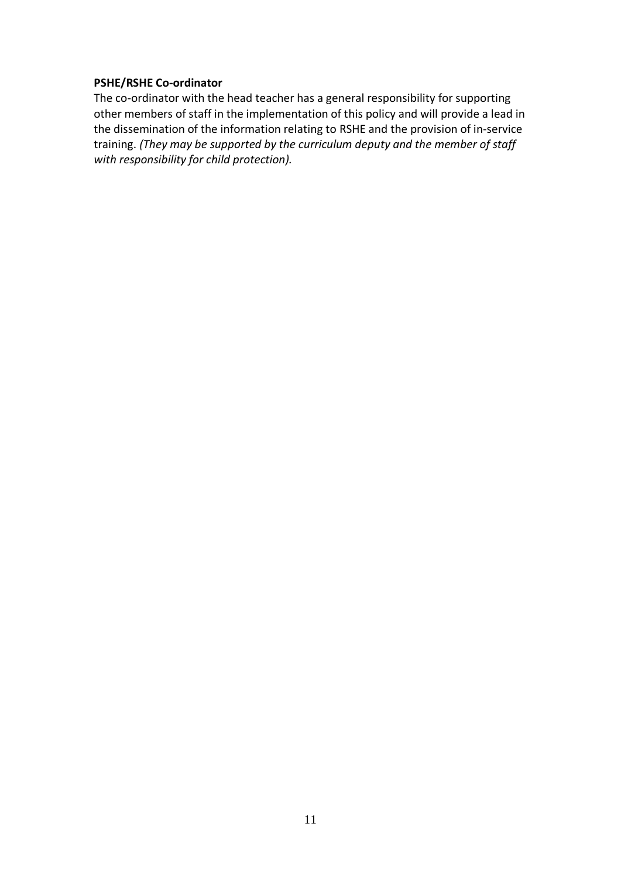**PSHE/RSHE Co-ordinator**

The co-ordinator with the head teacher has a general responsibility for supporting other members of staff in the implementation of this policy and will provide a lead in the dissemination of the information relating to RSHE and the provision of in-service training. *(They may be supported by the curriculum deputy and the member of staff with responsibility for child protection).*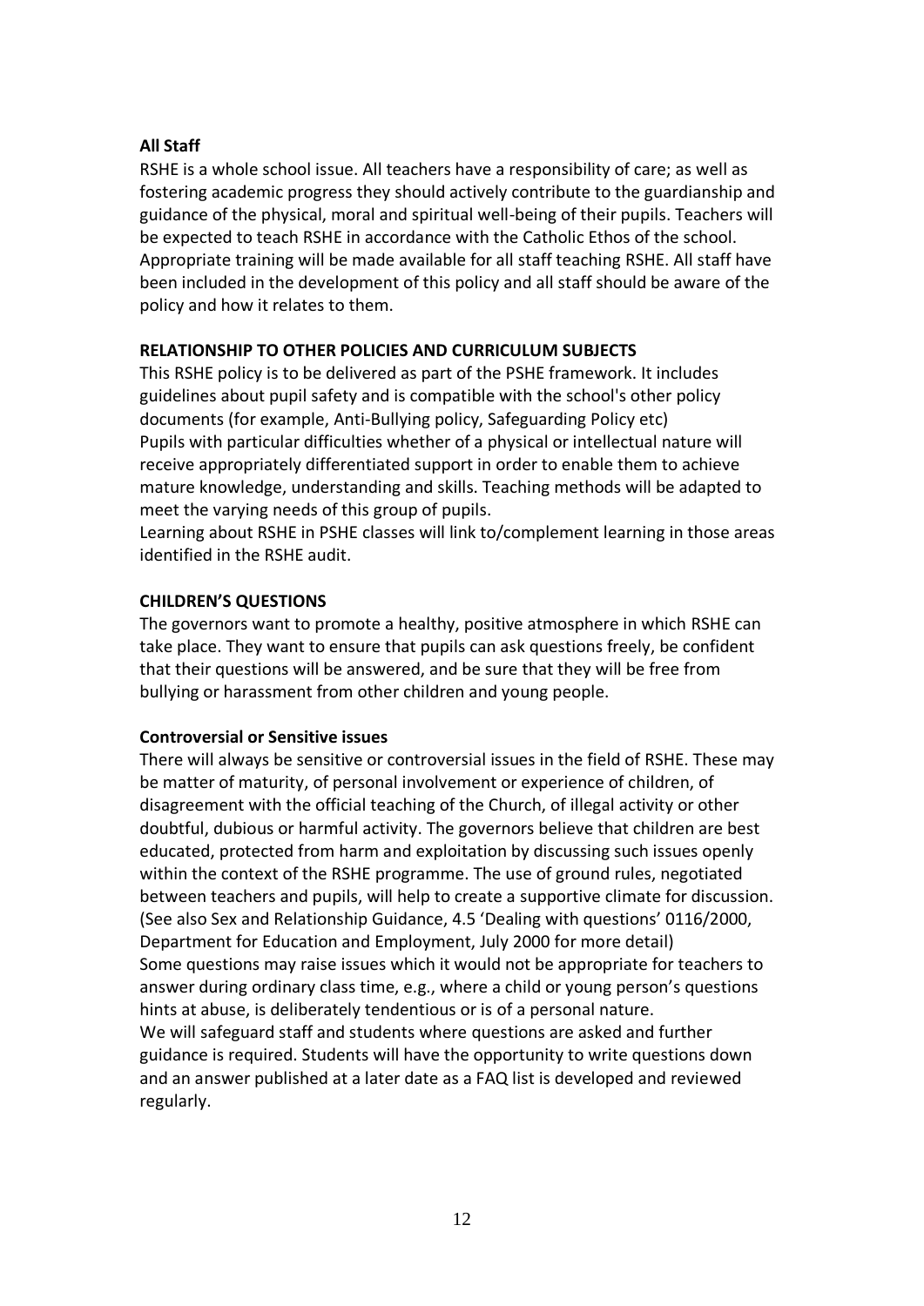**All Staff**

RSHE is a whole school issue. All teachers have a responsibility of care; as well as fostering academic progress they should actively contribute to the guardianship and guidance of the physical, moral and spiritual well-being of their pupils. Teachers will be expected to teach RSHE in accordance with the Catholic Ethos of the school. Appropriate training will be made available for all staff teaching RSHE. All staff have been included in the development of this policy and all staff should be aware of the policy and how it relates to them.

**RELATIONSHIP TO OTHER POLICIES AND CURRICULUM SUBJECTS**

This RSHE policy is to be delivered as part of the PSHE framework. It includes guidelines about pupil safety and is compatible with the school's other policy documents (for example, Anti-Bullying policy, Safeguarding Policy etc)
Pupils with particular difficulties whether of a physical or intellectual nature will receive appropriately differentiated support in order to enable them to achieve mature knowledge, understanding and skills. Teaching methods will be adapted to meet the varying needs of this group of pupils.
Learning about RSHE in PSHE classes will link to/complement learning in those areas identified in the RSHE audit.

**CHILDREN'S QUESTIONS**

The governors want to promote a healthy, positive atmosphere in which RSHE can take place. They want to ensure that pupils can ask questions freely, be confident that their questions will be answered, and be sure that they will be free from bullying or harassment from other children and young people.

**Controversial or Sensitive issues**

There will always be sensitive or controversial issues in the field of RSHE. These may be matter of maturity, of personal involvement or experience of children, of disagreement with the official teaching of the Church, of illegal activity or other doubtful, dubious or harmful activity. The governors believe that children are best educated, protected from harm and exploitation by discussing such issues openly within the context of the RSHE programme. The use of ground rules, negotiated between teachers and pupils, will help to create a supportive climate for discussion. (See also Sex and Relationship Guidance, 4.5 'Dealing with questions' 0116/2000, Department for Education and Employment, July 2000 for more detail)
Some questions may raise issues which it would not be appropriate for teachers to answer during ordinary class time, e.g., where a child or young person's questions hints at abuse, is deliberately tendentious or is of a personal nature.
We will safeguard staff and students where questions are asked and further guidance is required. Students will have the opportunity to write questions down and an answer published at a later date as a FAQ list is developed and reviewed regularly.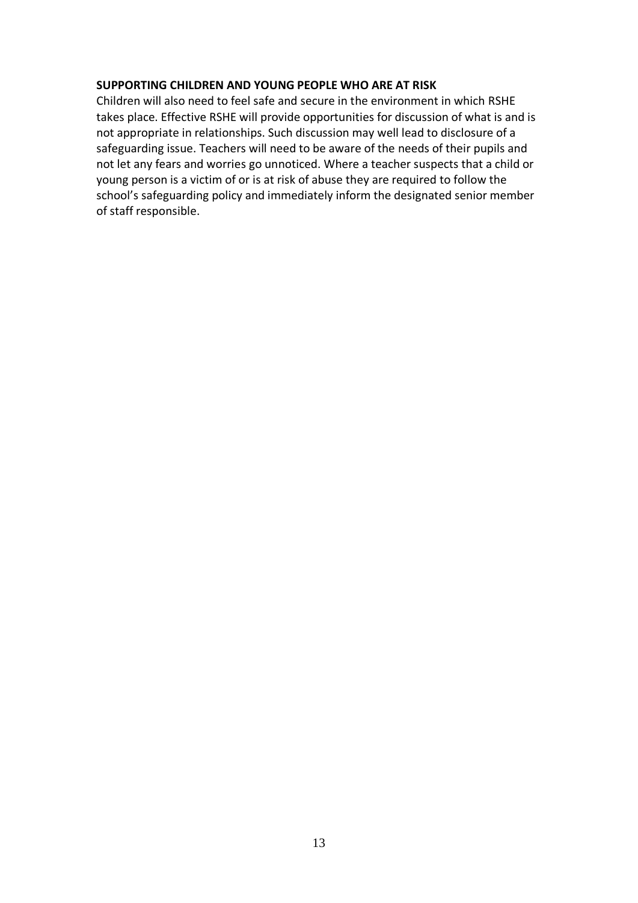**SUPPORTING CHILDREN AND YOUNG PEOPLE WHO ARE AT RISK**

Children will also need to feel safe and secure in the environment in which RSHE takes place. Effective RSHE will provide opportunities for discussion of what is and is not appropriate in relationships. Such discussion may well lead to disclosure of a safeguarding issue. Teachers will need to be aware of the needs of their pupils and not let any fears and worries go unnoticed. Where a teacher suspects that a child or young person is a victim of or is at risk of abuse they are required to follow the school's safeguarding policy and immediately inform the designated senior member of staff responsible.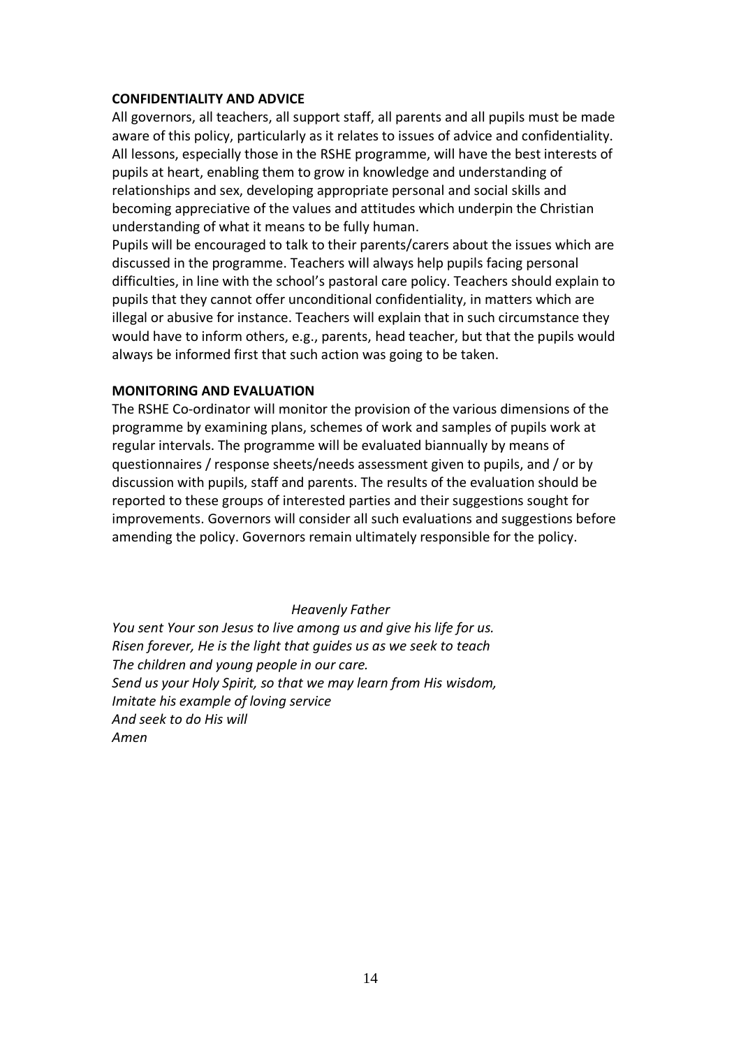**CONFIDENTIALITY AND ADVICE**

All governors, all teachers, all support staff, all parents and all pupils must be made aware of this policy, particularly as it relates to issues of advice and confidentiality. All lessons, especially those in the RSHE programme, will have the best interests of pupils at heart, enabling them to grow in knowledge and understanding of relationships and sex, developing appropriate personal and social skills and becoming appreciative of the values and attitudes which underpin the Christian understanding of what it means to be fully human.

Pupils will be encouraged to talk to their parents/carers about the issues which are discussed in the programme. Teachers will always help pupils facing personal difficulties, in line with the school's pastoral care policy. Teachers should explain to pupils that they cannot offer unconditional confidentiality, in matters which are illegal or abusive for instance. Teachers will explain that in such circumstance they would have to inform others, e.g., parents, head teacher, but that the pupils would always be informed first that such action was going to be taken.

**MONITORING AND EVALUATION**

The RSHE Co-ordinator will monitor the provision of the various dimensions of the programme by examining plans, schemes of work and samples of pupils work at regular intervals. The programme will be evaluated biannually by means of questionnaires / response sheets/needs assessment given to pupils, and / or by discussion with pupils, staff and parents. The results of the evaluation should be reported to these groups of interested parties and their suggestions sought for improvements. Governors will consider all such evaluations and suggestions before amending the policy. Governors remain ultimately responsible for the policy.

*Heavenly Father*

*You sent Your son Jesus to live among us and give his life for us.*
*Risen forever, He is the light that guides us as we seek to teach*
*The children and young people in our care.*
*Send us your Holy Spirit, so that we may learn from His wisdom,*
*Imitate his example of loving service*
*And seek to do His will*
*Amen*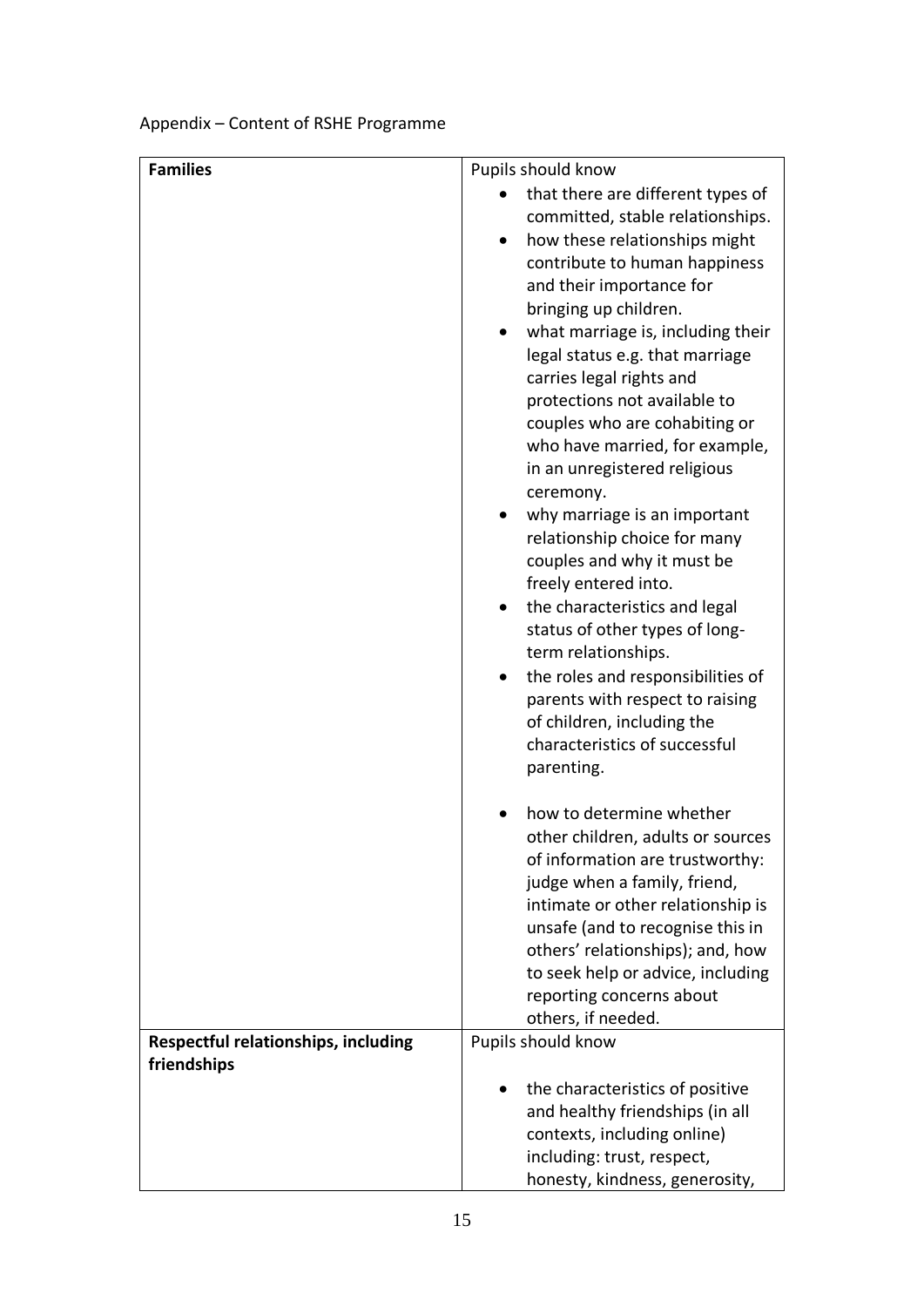Appendix – Content of RSHE Programme

| | |
|---|---|
| **Families** | Pupils should know<br>• that there are different types of committed, stable relationships.<br>• how these relationships might contribute to human happiness and their importance for bringing up children.<br>• what marriage is, including their legal status e.g. that marriage carries legal rights and protections not available to couples who are cohabiting or who have married, for example, in an unregistered religious ceremony.<br>• why marriage is an important relationship choice for many couples and why it must be freely entered into.<br>• the characteristics and legal status of other types of long-term relationships.<br>• the roles and responsibilities of parents with respect to raising of children, including the characteristics of successful parenting.<br>• how to determine whether other children, adults or sources of information are trustworthy: judge when a family, friend, intimate or other relationship is unsafe (and to recognise this in others' relationships); and, how to seek help or advice, including reporting concerns about others, if needed. |
| **Respectful relationships, including friendships** | Pupils should know<br>• the characteristics of positive and healthy friendships (in all contexts, including online) including: trust, respect, honesty, kindness, generosity, |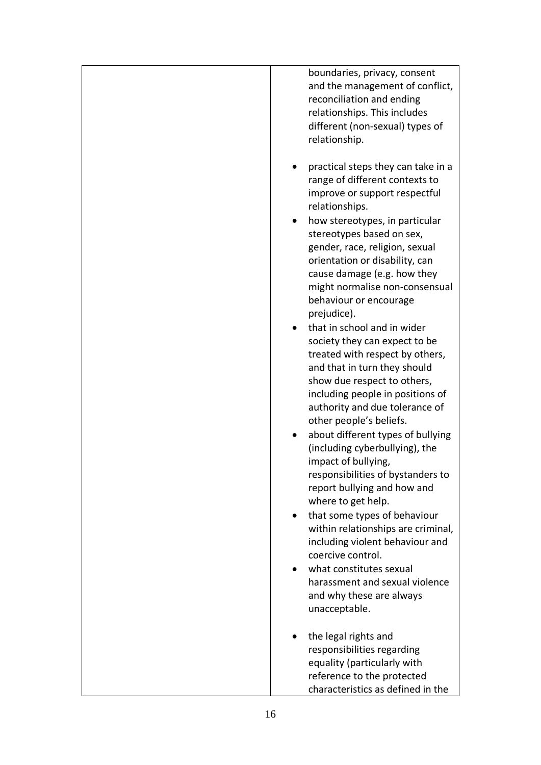| | |
|---|---|
| | boundaries, privacy, consent and the management of conflict, reconciliation and ending relationships. This includes different (non-sexual) types of relationship.<br><br>• practical steps they can take in a range of different contexts to improve or support respectful relationships.<br>• how stereotypes, in particular stereotypes based on sex, gender, race, religion, sexual orientation or disability, can cause damage (e.g. how they might normalise non-consensual behaviour or encourage prejudice).<br>• that in school and in wider society they can expect to be treated with respect by others, and that in turn they should show due respect to others, including people in positions of authority and due tolerance of other people's beliefs.<br>• about different types of bullying (including cyberbullying), the impact of bullying, responsibilities of bystanders to report bullying and how and where to get help.<br>• that some types of behaviour within relationships are criminal, including violent behaviour and coercive control.<br>• what constitutes sexual harassment and sexual violence and why these are always unacceptable.<br><br>• the legal rights and responsibilities regarding equality (particularly with reference to the protected characteristics as defined in the |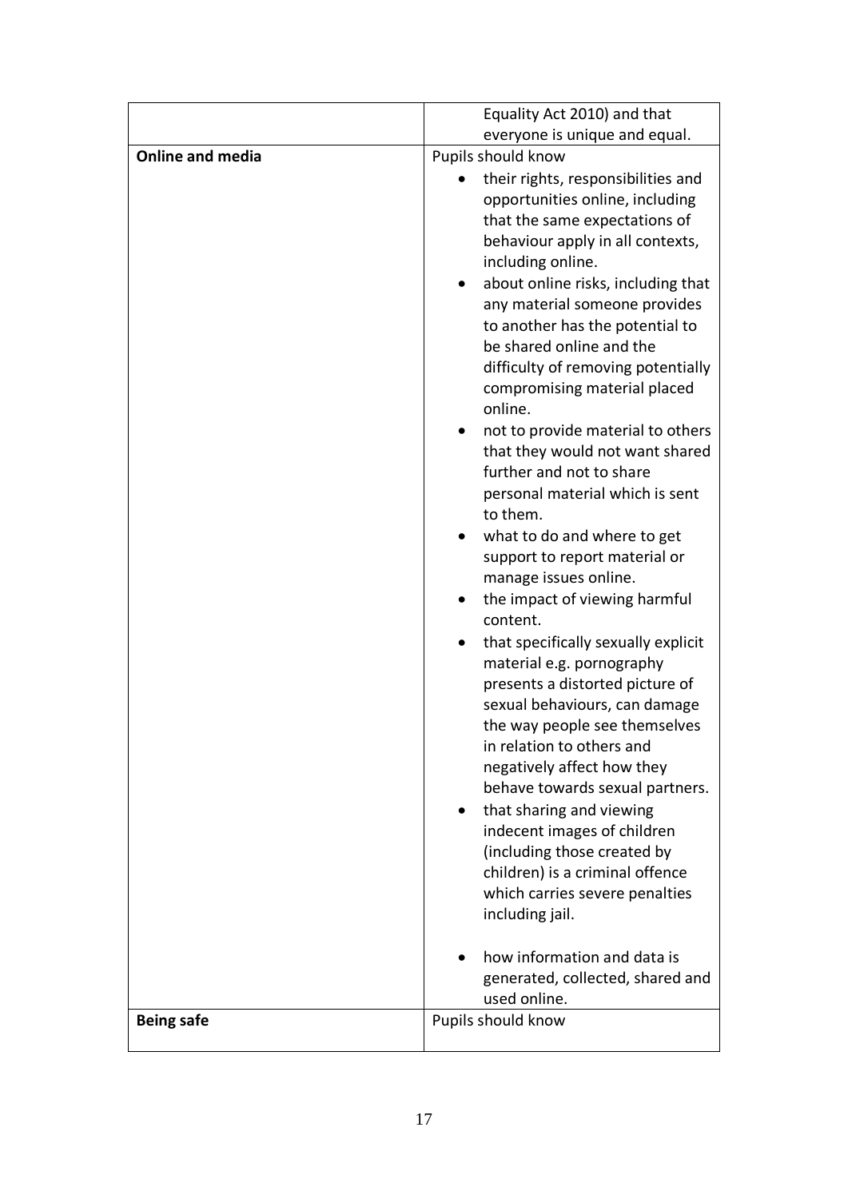| | |
|---|---|
| | Equality Act 2010) and that everyone is unique and equal. |
| **Online and media** | Pupils should know<br>• their rights, responsibilities and opportunities online, including that the same expectations of behaviour apply in all contexts, including online.<br>• about online risks, including that any material someone provides to another has the potential to be shared online and the difficulty of removing potentially compromising material placed online.<br>• not to provide material to others that they would not want shared further and not to share personal material which is sent to them.<br>• what to do and where to get support to report material or manage issues online.<br>• the impact of viewing harmful content.<br>• that specifically sexually explicit material e.g. pornography presents a distorted picture of sexual behaviours, can damage the way people see themselves in relation to others and negatively affect how they behave towards sexual partners.<br>• that sharing and viewing indecent images of children (including those created by children) is a criminal offence which carries severe penalties including jail.<br>• how information and data is generated, collected, shared and used online. |
| **Being safe** | Pupils should know |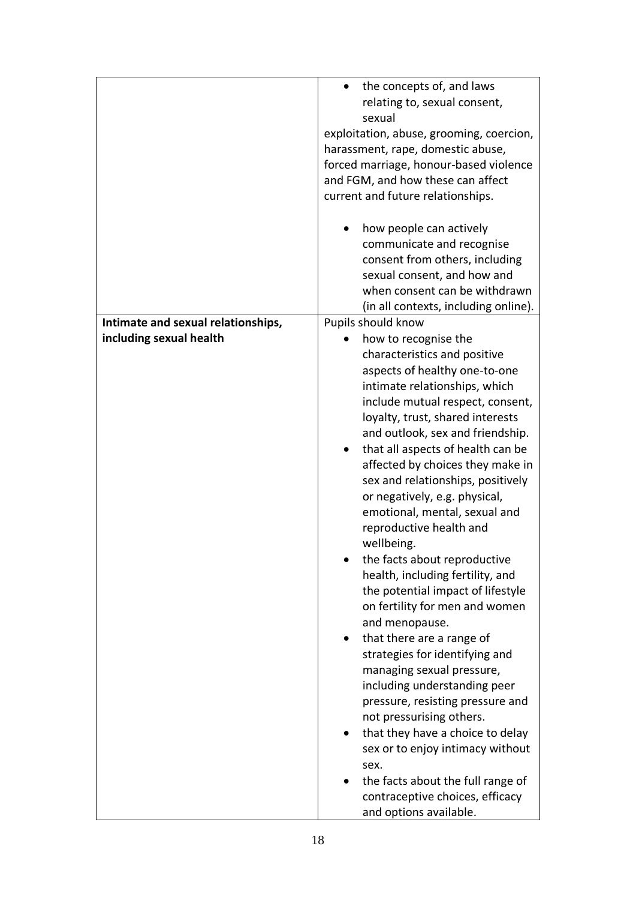| | |
|---|---|
| | <ul><li>the concepts of, and laws relating to, sexual consent, sexual exploitation, abuse, grooming, coercion, harassment, rape, domestic abuse, forced marriage, honour-based violence and FGM, and how these can affect current and future relationships.</li><li>how people can actively communicate and recognise consent from others, including sexual consent, and how and when consent can be withdrawn (in all contexts, including online).</li></ul> |
| **Intimate and sexual relationships, including sexual health** | Pupils should know<ul><li>how to recognise the characteristics and positive aspects of healthy one-to-one intimate relationships, which include mutual respect, consent, loyalty, trust, shared interests and outlook, sex and friendship.</li><li>that all aspects of health can be affected by choices they make in sex and relationships, positively or negatively, e.g. physical, emotional, mental, sexual and reproductive health and wellbeing.</li><li>the facts about reproductive health, including fertility, and the potential impact of lifestyle on fertility for men and women and menopause.</li><li>that there are a range of strategies for identifying and managing sexual pressure, including understanding peer pressure, resisting pressure and not pressurising others.</li><li>that they have a choice to delay sex or to enjoy intimacy without sex.</li><li>the facts about the full range of contraceptive choices, efficacy and options available.</li></ul> |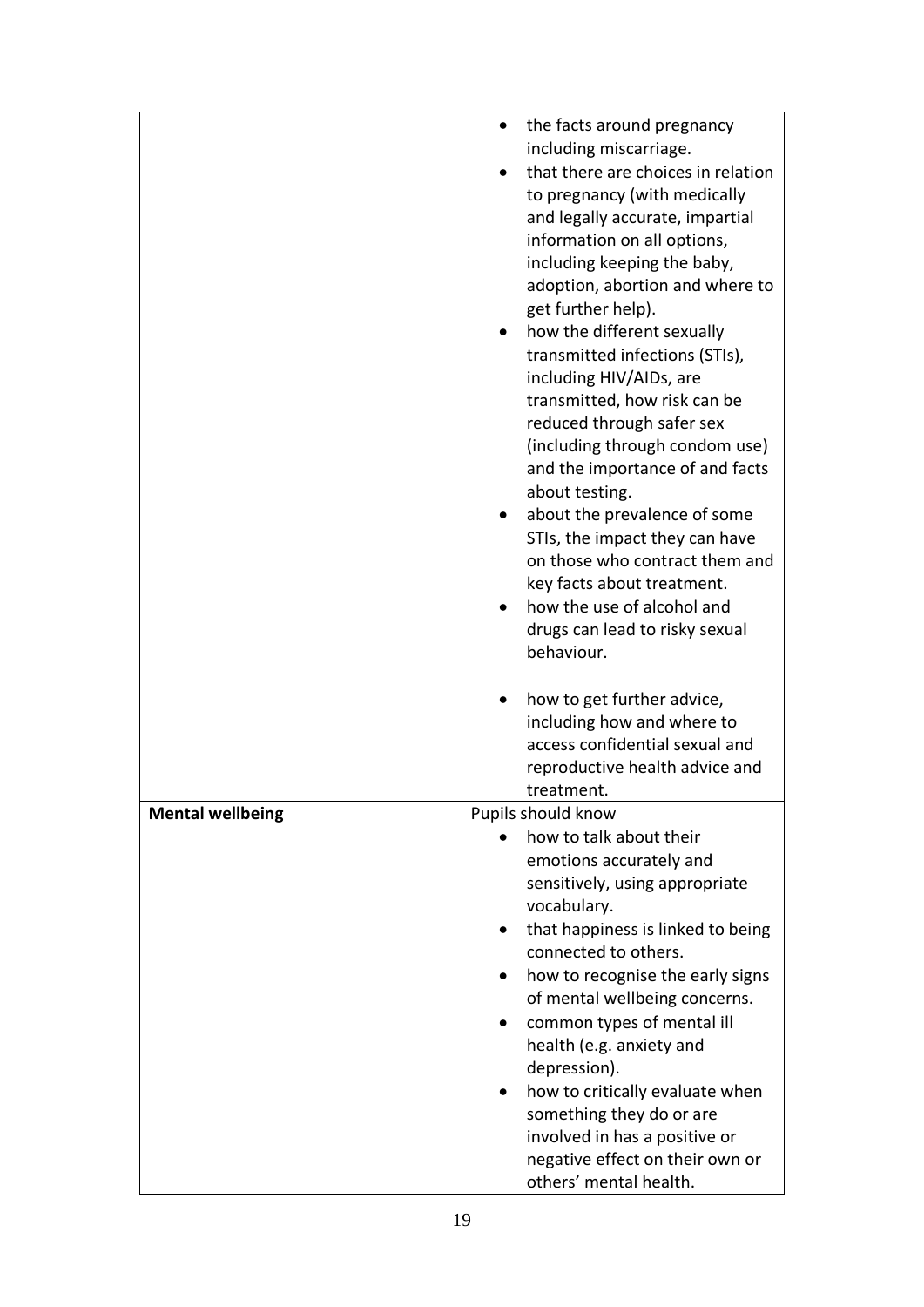| | |
|---|---|
| | <ul><li>the facts around pregnancy including miscarriage.</li><li>that there are choices in relation to pregnancy (with medically and legally accurate, impartial information on all options, including keeping the baby, adoption, abortion and where to get further help).</li><li>how the different sexually transmitted infections (STIs), including HIV/AIDs, are transmitted, how risk can be reduced through safer sex (including through condom use) and the importance of and facts about testing.</li><li>about the prevalence of some STIs, the impact they can have on those who contract them and key facts about treatment.</li><li>how the use of alcohol and drugs can lead to risky sexual behaviour.</li><li>how to get further advice, including how and where to access confidential sexual and reproductive health advice and treatment.</li></ul> |
| **Mental wellbeing** | Pupils should know<ul><li>how to talk about their emotions accurately and sensitively, using appropriate vocabulary.</li><li>that happiness is linked to being connected to others.</li><li>how to recognise the early signs of mental wellbeing concerns.</li><li>common types of mental ill health (e.g. anxiety and depression).</li><li>how to critically evaluate when something they do or are involved in has a positive or negative effect on their own or others' mental health.</li></ul> |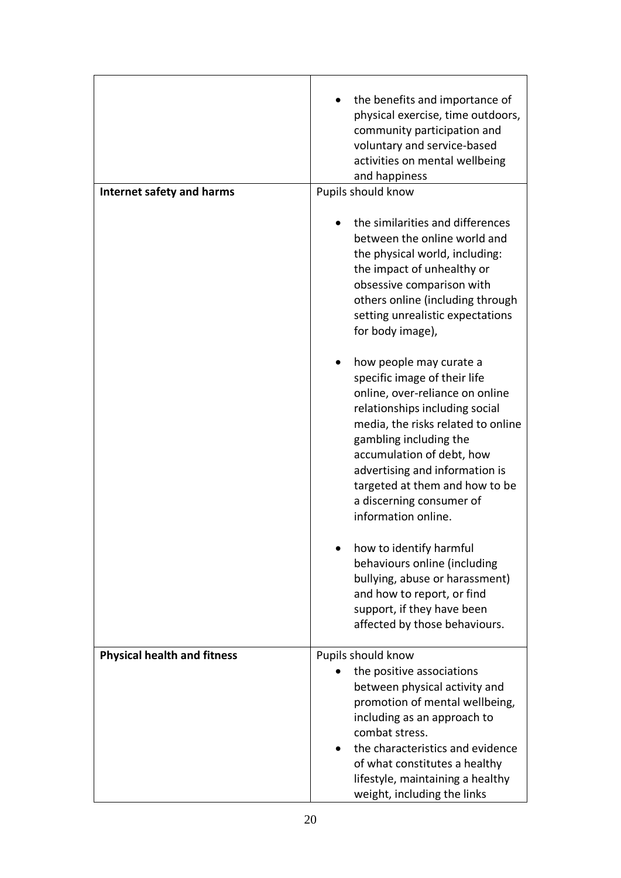| | |
|---|---|
| | • the benefits and importance of physical exercise, time outdoors, community participation and voluntary and service-based activities on mental wellbeing and happiness |
| **Internet safety and harms** | Pupils should know<br><br>• the similarities and differences between the online world and the physical world, including: the impact of unhealthy or obsessive comparison with others online (including through setting unrealistic expectations for body image),<br><br>• how people may curate a specific image of their life online, over-reliance on online relationships including social media, the risks related to online gambling including the accumulation of debt, how advertising and information is targeted at them and how to be a discerning consumer of information online.<br><br>• how to identify harmful behaviours online (including bullying, abuse or harassment) and how to report, or find support, if they have been affected by those behaviours. |
| **Physical health and fitness** | Pupils should know<br>• the positive associations between physical activity and promotion of mental wellbeing, including as an approach to combat stress.<br>• the characteristics and evidence of what constitutes a healthy lifestyle, maintaining a healthy weight, including the links |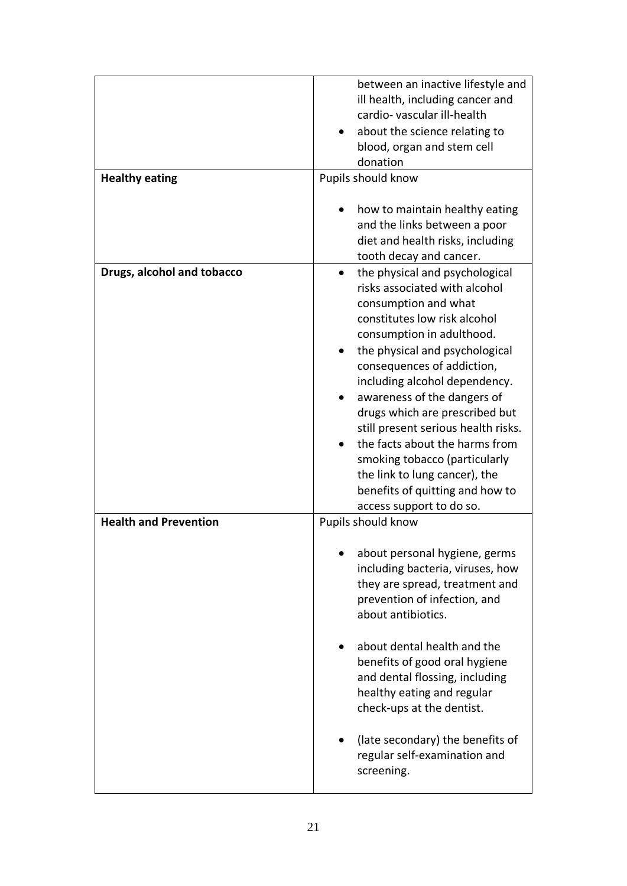| | |
|---|---|
| | between an inactive lifestyle and ill health, including cancer and cardio- vascular ill-health<br>• about the science relating to blood, organ and stem cell donation |
| **Healthy eating** | Pupils should know<br><br>• how to maintain healthy eating and the links between a poor diet and health risks, including tooth decay and cancer. |
| **Drugs, alcohol and tobacco** | • the physical and psychological risks associated with alcohol consumption and what constitutes low risk alcohol consumption in adulthood.<br>• the physical and psychological consequences of addiction, including alcohol dependency.<br>• awareness of the dangers of drugs which are prescribed but still present serious health risks.<br>• the facts about the harms from smoking tobacco (particularly the link to lung cancer), the benefits of quitting and how to access support to do so. |
| **Health and Prevention** | Pupils should know<br><br>• about personal hygiene, germs including bacteria, viruses, how they are spread, treatment and prevention of infection, and about antibiotics.<br><br>• about dental health and the benefits of good oral hygiene and dental flossing, including healthy eating and regular check-ups at the dentist.<br><br>• (late secondary) the benefits of regular self-examination and screening. |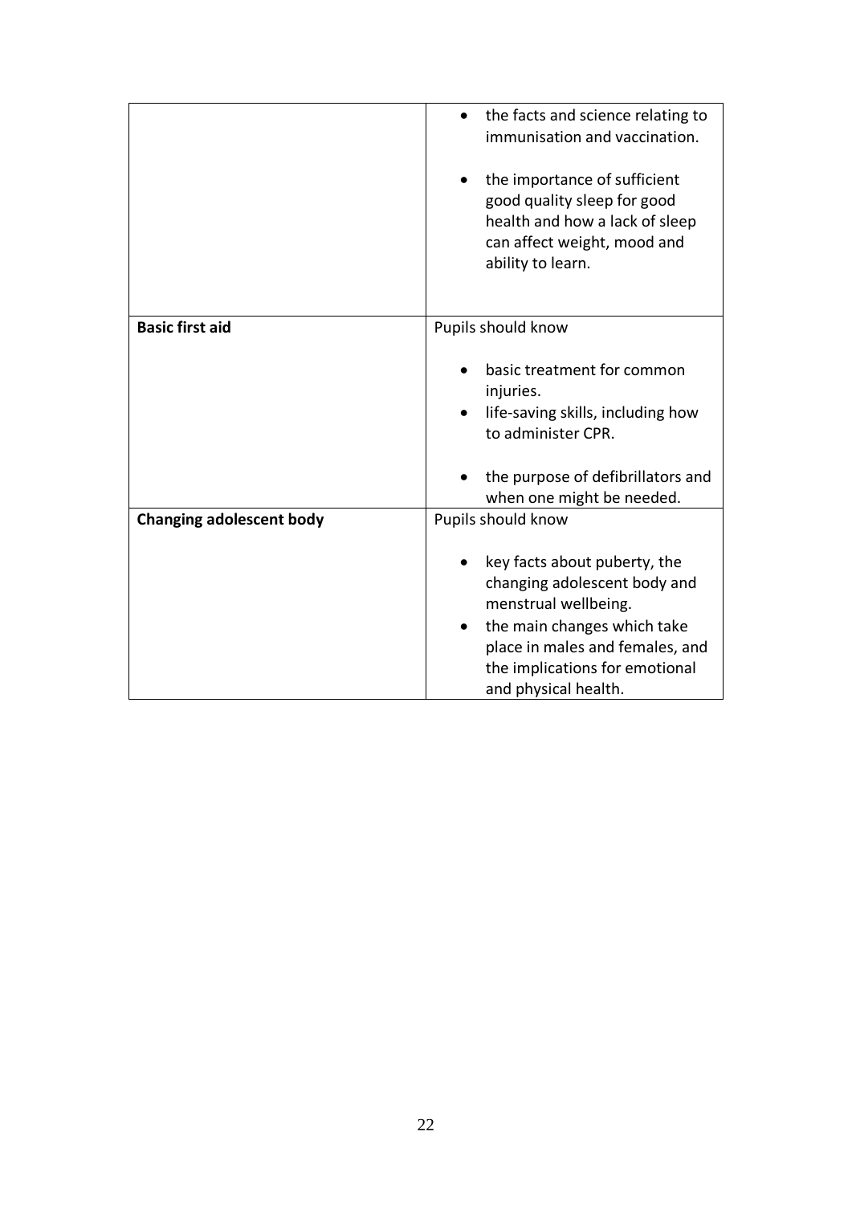| | |
|---|---|
| | • the facts and science relating to immunisation and vaccination.<br><br>• the importance of sufficient good quality sleep for good health and how a lack of sleep can affect weight, mood and ability to learn. |
| **Basic first aid** | Pupils should know<br><br>• basic treatment for common injuries.<br>• life-saving skills, including how to administer CPR.<br><br>• the purpose of defibrillators and when one might be needed. |
| **Changing adolescent body** | Pupils should know<br><br>• key facts about puberty, the changing adolescent body and menstrual wellbeing.<br>• the main changes which take place in males and females, and the implications for emotional and physical health. |